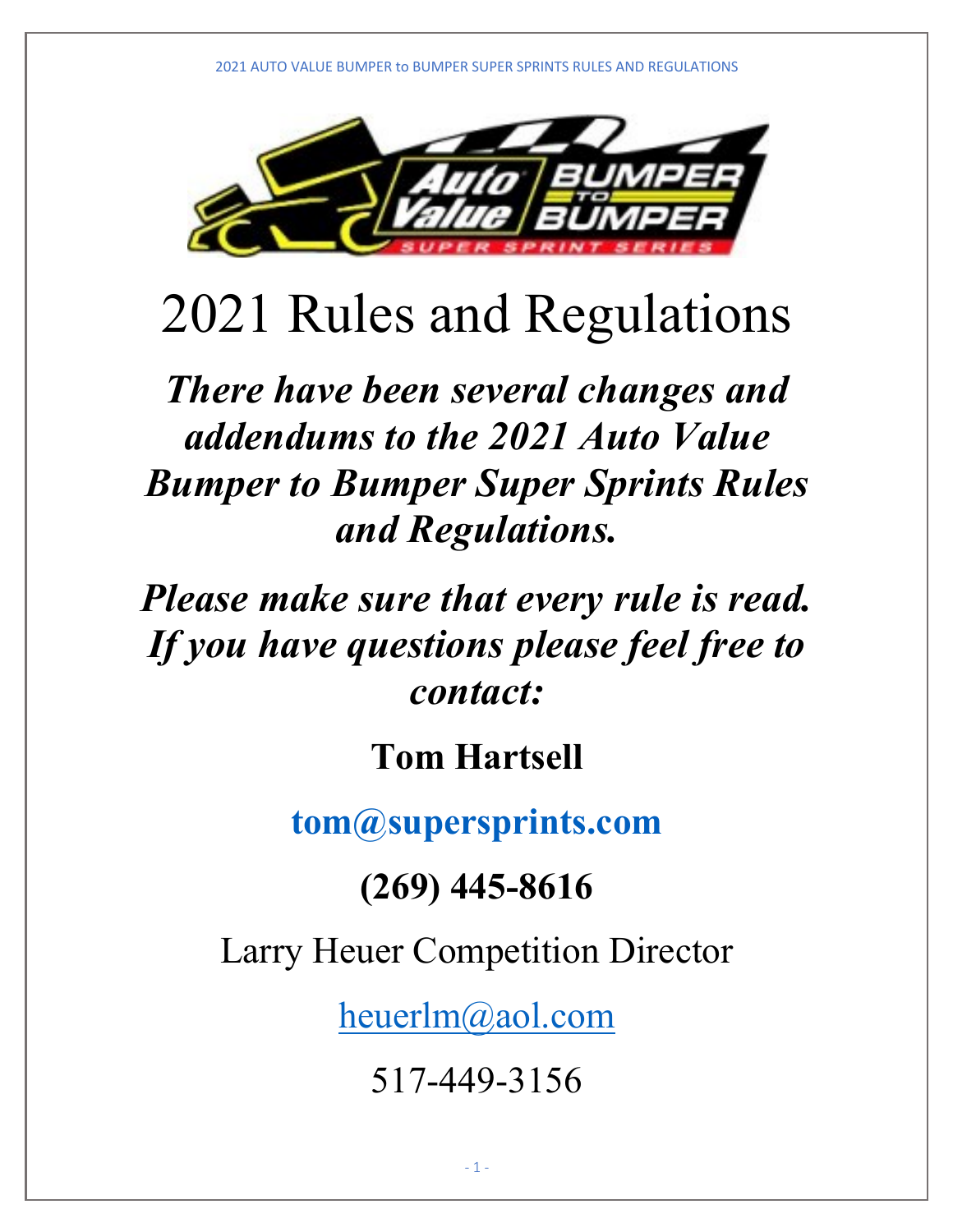# 2021 Rules and Regulations

***There have been several changes and addendums to the 2021 Auto Value Bumper to Bumper Super Sprints Rules and Regulations.***

***Please make sure that every rule is read. If you have questions please feel free to contact:***

**Tom Hartsell**

**tom@supersprints.com**

**(269) 445-8616**

Larry Heuer Competition Director

heuerlm@aol.com

517-449-3156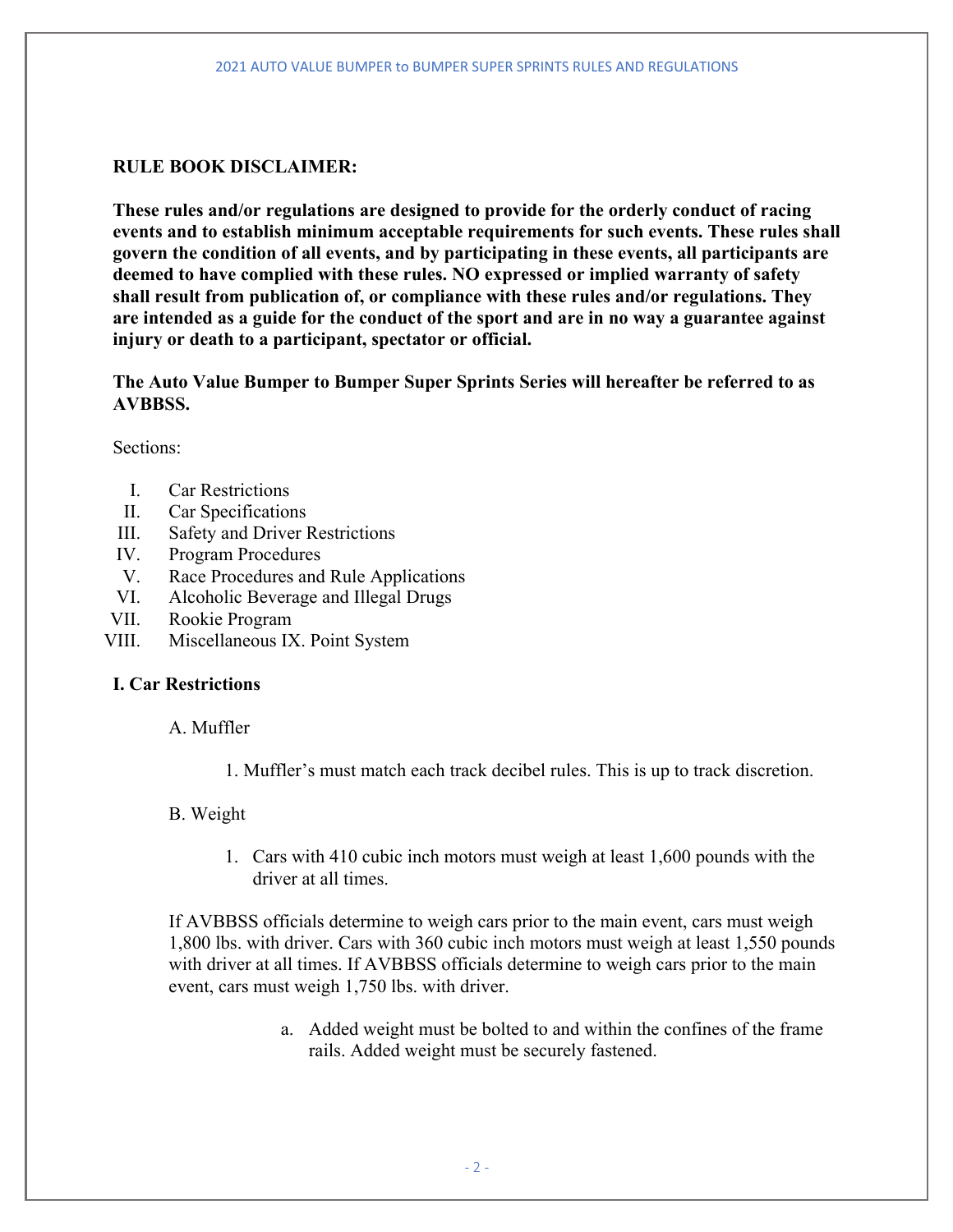**RULE BOOK DISCLAIMER:**

**These rules and/or regulations are designed to provide for the orderly conduct of racing events and to establish minimum acceptable requirements for such events. These rules shall govern the condition of all events, and by participating in these events, all participants are deemed to have complied with these rules. NO expressed or implied warranty of safety shall result from publication of, or compliance with these rules and/or regulations. They are intended as a guide for the conduct of the sport and are in no way a guarantee against injury or death to a participant, spectator or official.**

**The Auto Value Bumper to Bumper Super Sprints Series will hereafter be referred to as AVBBSS.**

Sections:

I. Car Restrictions
II. Car Specifications
III. Safety and Driver Restrictions
IV. Program Procedures
V. Race Procedures and Rule Applications
VI. Alcoholic Beverage and Illegal Drugs
VII. Rookie Program
VIII. Miscellaneous IX. Point System

## I. Car Restrictions

A. Muffler

1. Muffler's must match each track decibel rules. This is up to track discretion.

B. Weight

1. Cars with 410 cubic inch motors must weigh at least 1,600 pounds with the driver at all times.

If AVBBSS officials determine to weigh cars prior to the main event, cars must weigh 1,800 lbs. with driver. Cars with 360 cubic inch motors must weigh at least 1,550 pounds with driver at all times. If AVBBSS officials determine to weigh cars prior to the main event, cars must weigh 1,750 lbs. with driver.

a. Added weight must be bolted to and within the confines of the frame rails. Added weight must be securely fastened.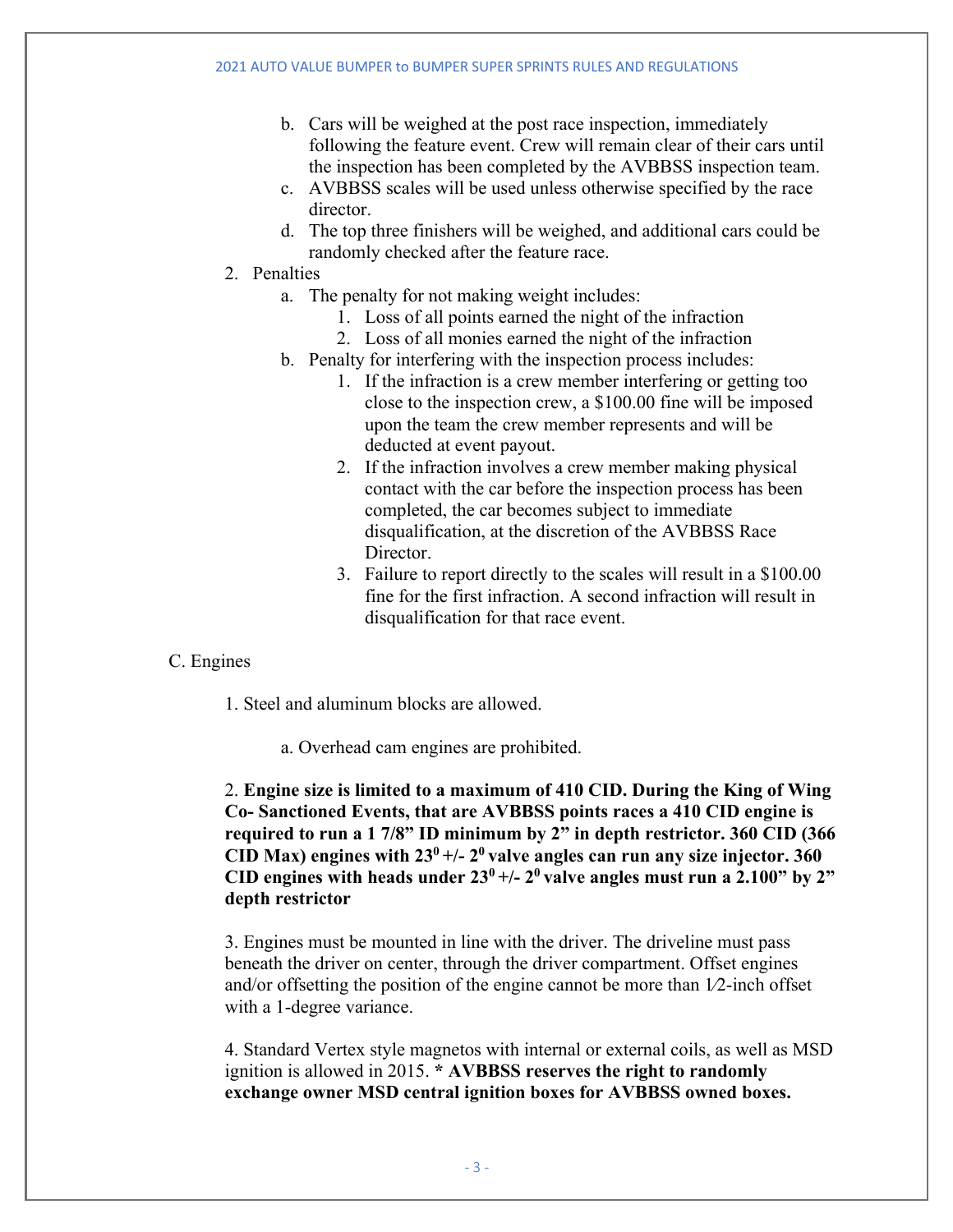b. Cars will be weighed at the post race inspection, immediately following the feature event. Crew will remain clear of their cars until the inspection has been completed by the AVBBSS inspection team.

c. AVBBSS scales will be used unless otherwise specified by the race director.

d. The top three finishers will be weighed, and additional cars could be randomly checked after the feature race.

2. Penalties

   a. The penalty for not making weight includes:

      1. Loss of all points earned the night of the infraction
      2. Loss of all monies earned the night of the infraction

   b. Penalty for interfering with the inspection process includes:

      1. If the infraction is a crew member interfering or getting too close to the inspection crew, a $100.00 fine will be imposed upon the team the crew member represents and will be deducted at event payout.
      2. If the infraction involves a crew member making physical contact with the car before the inspection process has been completed, the car becomes subject to immediate disqualification, at the discretion of the AVBBSS Race Director.
      3. Failure to report directly to the scales will result in a $100.00 fine for the first infraction. A second infraction will result in disqualification for that race event.

C. Engines

1. Steel and aluminum blocks are allowed.

   a. Overhead cam engines are prohibited.

2. **Engine size is limited to a maximum of 410 CID. During the King of Wing Co- Sanctioned Events, that are AVBBSS points races a 410 CID engine is required to run a 1 7/8” ID minimum by 2” in depth restrictor. 360 CID (366 CID Max) engines with $23^0$ +/- $2^0$ valve angles can run any size injector. 360 CID engines with heads under $23^0$ +/- $2^0$ valve angles must run a 2.100” by 2” depth restrictor**

3. Engines must be mounted in line with the driver. The driveline must pass beneath the driver on center, through the driver compartment. Offset engines and/or offsetting the position of the engine cannot be more than 1⁄2-inch offset with a 1-degree variance.

4. Standard Vertex style magnetos with internal or external coils, as well as MSD ignition is allowed in 2015. **\* AVBBSS reserves the right to randomly exchange owner MSD central ignition boxes for AVBBSS owned boxes.**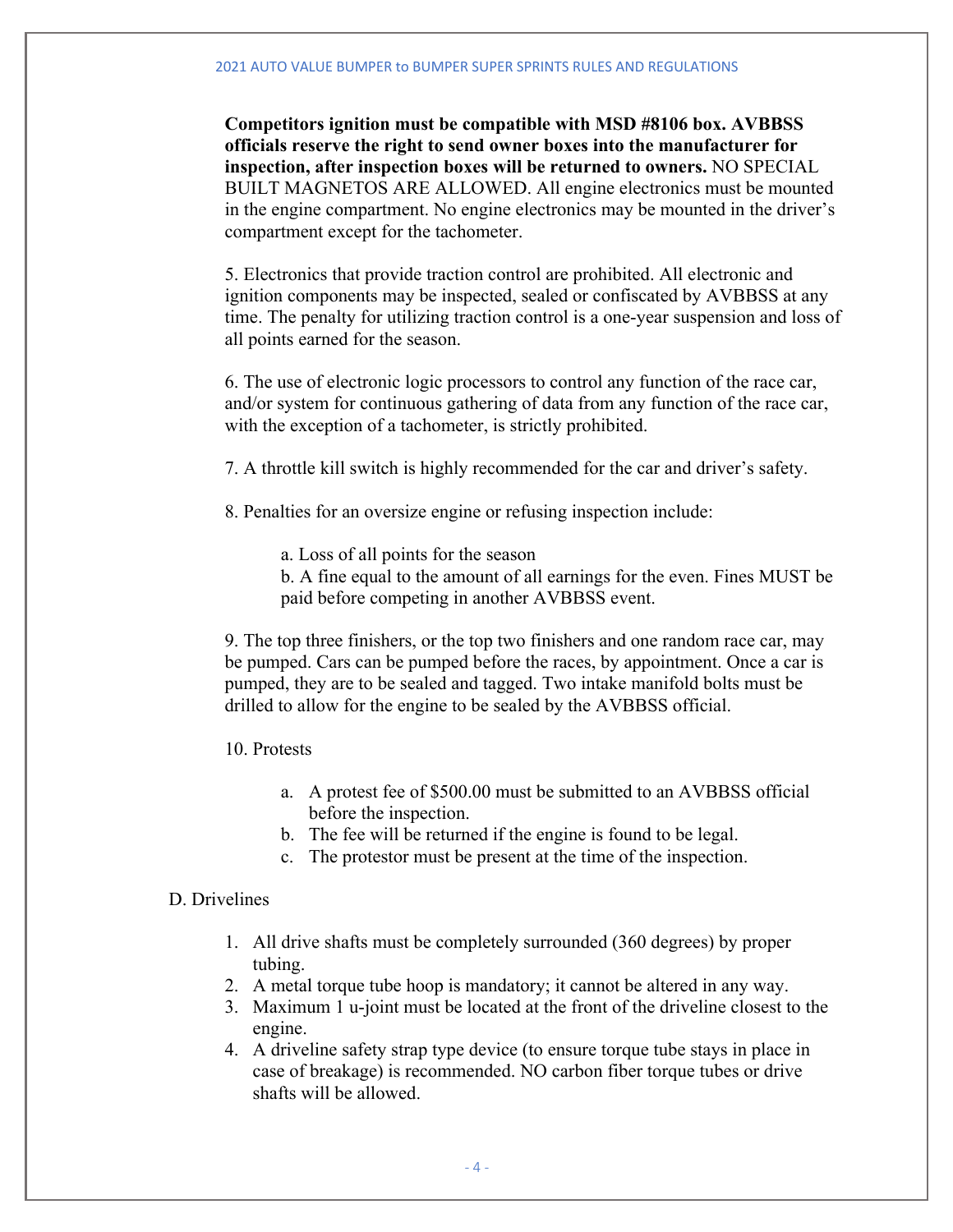**Competitors ignition must be compatible with MSD #8106 box. AVBBSS officials reserve the right to send owner boxes into the manufacturer for inspection, after inspection boxes will be returned to owners.** NO SPECIAL BUILT MAGNETOS ARE ALLOWED. All engine electronics must be mounted in the engine compartment. No engine electronics may be mounted in the driver's compartment except for the tachometer.

5. Electronics that provide traction control are prohibited. All electronic and ignition components may be inspected, sealed or confiscated by AVBBSS at any time. The penalty for utilizing traction control is a one-year suspension and loss of all points earned for the season.

6. The use of electronic logic processors to control any function of the race car, and/or system for continuous gathering of data from any function of the race car, with the exception of a tachometer, is strictly prohibited.

7. A throttle kill switch is highly recommended for the car and driver's safety.

8. Penalties for an oversize engine or refusing inspection include:

   a. Loss of all points for the season
   b. A fine equal to the amount of all earnings for the even. Fines MUST be paid before competing in another AVBBSS event.

9. The top three finishers, or the top two finishers and one random race car, may be pumped. Cars can be pumped before the races, by appointment. Once a car is pumped, they are to be sealed and tagged. Two intake manifold bolts must be drilled to allow for the engine to be sealed by the AVBBSS official.

10. Protests

   a. A protest fee of $500.00 must be submitted to an AVBBSS official before the inspection.
   b. The fee will be returned if the engine is found to be legal.
   c. The protestor must be present at the time of the inspection.

D. Drivelines

1. All drive shafts must be completely surrounded (360 degrees) by proper tubing.
2. A metal torque tube hoop is mandatory; it cannot be altered in any way.
3. Maximum 1 u-joint must be located at the front of the driveline closest to the engine.
4. A driveline safety strap type device (to ensure torque tube stays in place in case of breakage) is recommended. NO carbon fiber torque tubes or drive shafts will be allowed.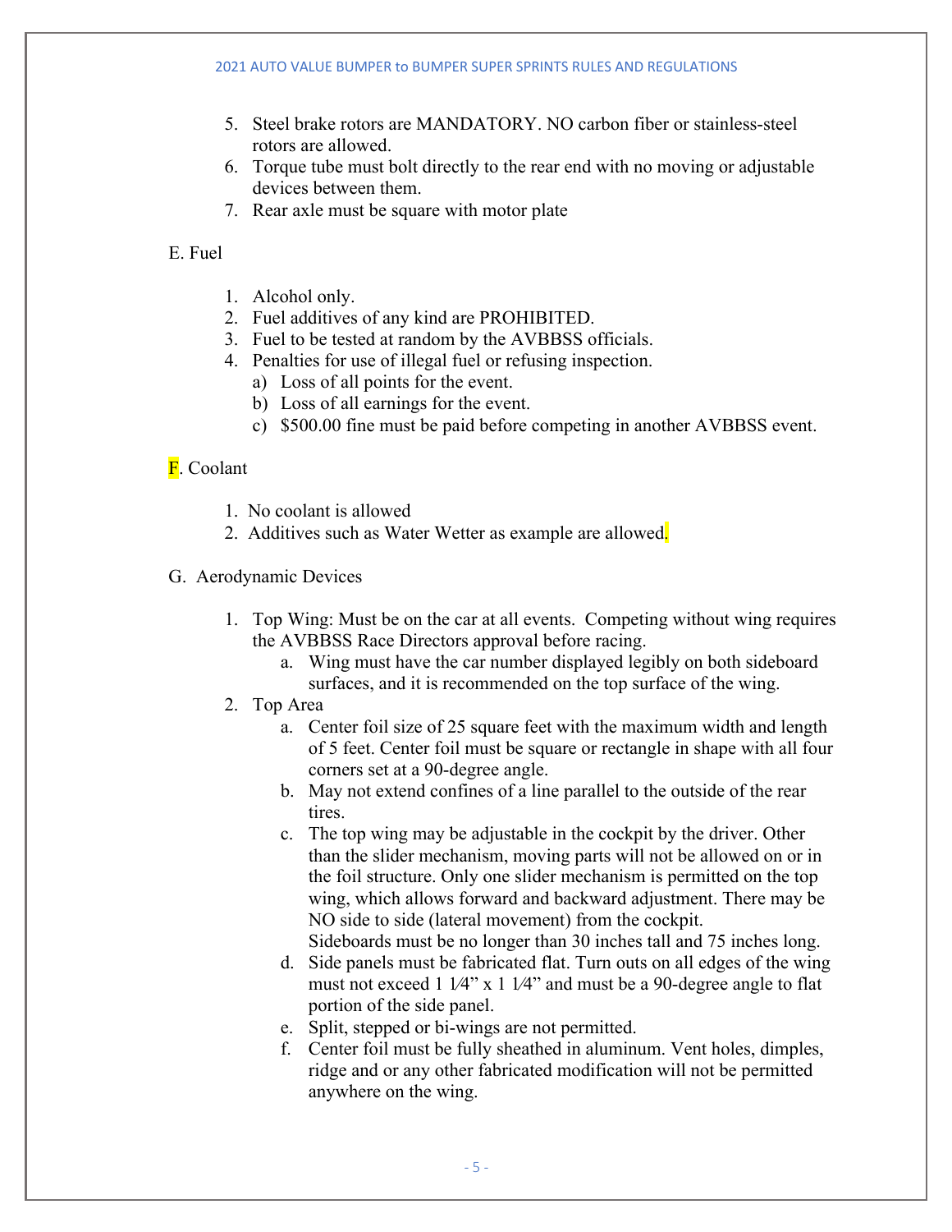5. Steel brake rotors are MANDATORY. NO carbon fiber or stainless-steel rotors are allowed.
6. Torque tube must bolt directly to the rear end with no moving or adjustable devices between them.
7. Rear axle must be square with motor plate

E. Fuel

1. Alcohol only.
2. Fuel additives of any kind are PROHIBITED.
3. Fuel to be tested at random by the AVBBSS officials.
4. Penalties for use of illegal fuel or refusing inspection.
   a) Loss of all points for the event.
   b) Loss of all earnings for the event.
   c) $500.00 fine must be paid before competing in another AVBBSS event.

F. Coolant

1. No coolant is allowed
2. Additives such as Water Wetter as example are allowed.

G. Aerodynamic Devices

1. Top Wing: Must be on the car at all events. Competing without wing requires the AVBBSS Race Directors approval before racing.
   a. Wing must have the car number displayed legibly on both sideboard surfaces, and it is recommended on the top surface of the wing.
2. Top Area
   a. Center foil size of 25 square feet with the maximum width and length of 5 feet. Center foil must be square or rectangle in shape with all four corners set at a 90-degree angle.
   b. May not extend confines of a line parallel to the outside of the rear tires.
   c. The top wing may be adjustable in the cockpit by the driver. Other than the slider mechanism, moving parts will not be allowed on or in the foil structure. Only one slider mechanism is permitted on the top wing, which allows forward and backward adjustment. There may be NO side to side (lateral movement) from the cockpit.
      Sideboards must be no longer than 30 inches tall and 75 inches long.
   d. Side panels must be fabricated flat. Turn outs on all edges of the wing must not exceed 1 1⁄4" x 1 1⁄4" and must be a 90-degree angle to flat portion of the side panel.
   e. Split, stepped or bi-wings are not permitted.
   f. Center foil must be fully sheathed in aluminum. Vent holes, dimples, ridge and or any other fabricated modification will not be permitted anywhere on the wing.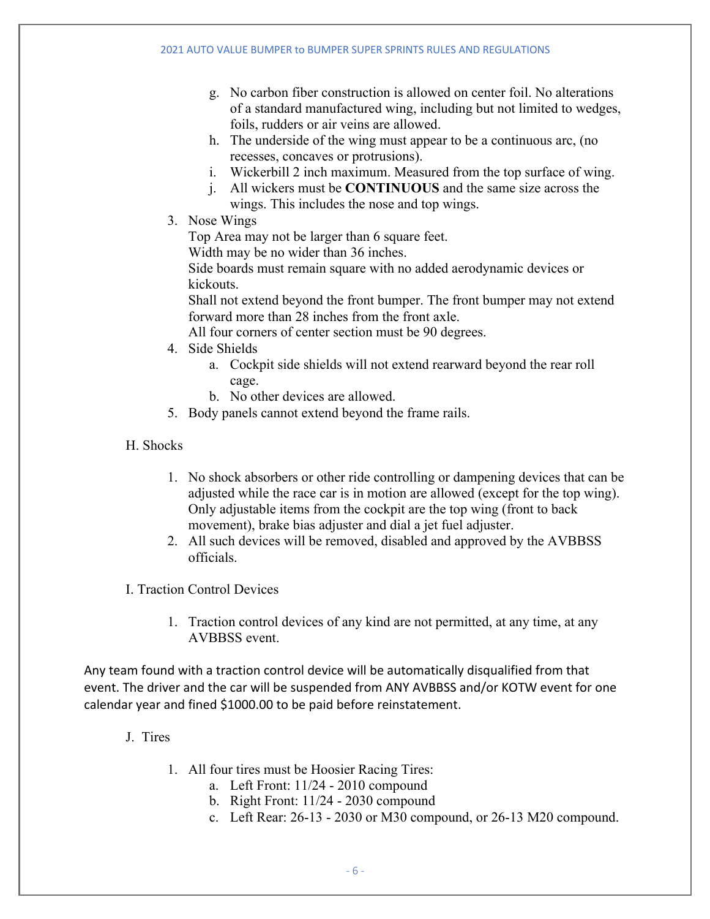g. No carbon fiber construction is allowed on center foil. No alterations of a standard manufactured wing, including but not limited to wedges, foils, rudders or air veins are allowed.
h. The underside of the wing must appear to be a continuous arc, (no recesses, concaves or protrusions).
i. Wickerbill 2 inch maximum. Measured from the top surface of wing.
j. All wickers must be **CONTINUOUS** and the same size across the wings. This includes the nose and top wings.

3. Nose Wings
   Top Area may not be larger than 6 square feet.
   Width may be no wider than 36 inches.
   Side boards must remain square with no added aerodynamic devices or kickouts.
   Shall not extend beyond the front bumper. The front bumper may not extend forward more than 28 inches from the front axle.
   All four corners of center section must be 90 degrees.
4. Side Shields
   a. Cockpit side shields will not extend rearward beyond the rear roll cage.
   b. No other devices are allowed.
5. Body panels cannot extend beyond the frame rails.

H. Shocks

1. No shock absorbers or other ride controlling or dampening devices that can be adjusted while the race car is in motion are allowed (except for the top wing). Only adjustable items from the cockpit are the top wing (front to back movement), brake bias adjuster and dial a jet fuel adjuster.
2. All such devices will be removed, disabled and approved by the AVBBSS officials.

I. Traction Control Devices

1. Traction control devices of any kind are not permitted, at any time, at any AVBBSS event.

Any team found with a traction control device will be automatically disqualified from that event. The driver and the car will be suspended from ANY AVBBSS and/or KOTW event for one calendar year and fined $1000.00 to be paid before reinstatement.

J. Tires

1. All four tires must be Hoosier Racing Tires:
   a. Left Front: 11/24 - 2010 compound
   b. Right Front: 11/24 - 2030 compound
   c. Left Rear: 26-13 - 2030 or M30 compound, or 26-13 M20 compound.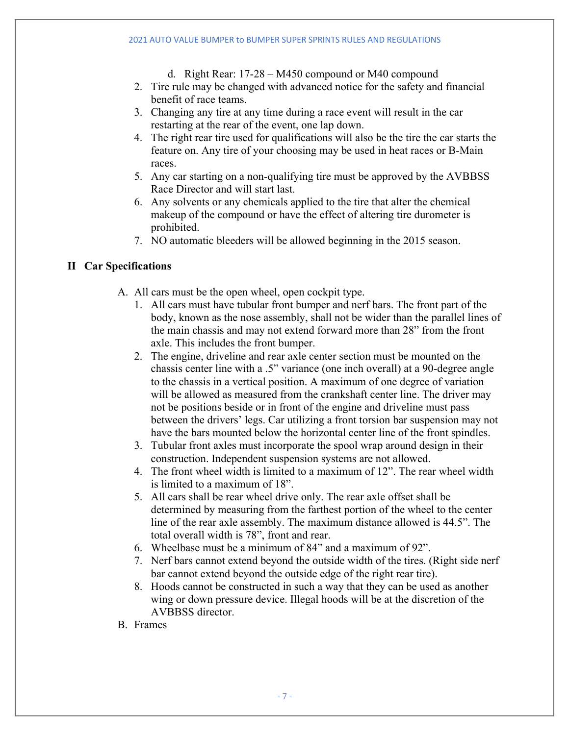d. Right Rear: 17-28 – M450 compound or M40 compound

2. Tire rule may be changed with advanced notice for the safety and financial benefit of race teams.
3. Changing any tire at any time during a race event will result in the car restarting at the rear of the event, one lap down.
4. The right rear tire used for qualifications will also be the tire the car starts the feature on. Any tire of your choosing may be used in heat races or B-Main races.
5. Any car starting on a non-qualifying tire must be approved by the AVBBSS Race Director and will start last.
6. Any solvents or any chemicals applied to the tire that alter the chemical makeup of the compound or have the effect of altering tire durometer is prohibited.
7. NO automatic bleeders will be allowed beginning in the 2015 season.

## II Car Specifications

A. All cars must be the open wheel, open cockpit type.

1. All cars must have tubular front bumper and nerf bars. The front part of the body, known as the nose assembly, shall not be wider than the parallel lines of the main chassis and may not extend forward more than 28" from the front axle. This includes the front bumper.
2. The engine, driveline and rear axle center section must be mounted on the chassis center line with a .5" variance (one inch overall) at a 90-degree angle to the chassis in a vertical position. A maximum of one degree of variation will be allowed as measured from the crankshaft center line. The driver may not be positions beside or in front of the engine and driveline must pass between the drivers' legs. Car utilizing a front torsion bar suspension may not have the bars mounted below the horizontal center line of the front spindles.
3. Tubular front axles must incorporate the spool wrap around design in their construction. Independent suspension systems are not allowed.
4. The front wheel width is limited to a maximum of 12". The rear wheel width is limited to a maximum of 18".
5. All cars shall be rear wheel drive only. The rear axle offset shall be determined by measuring from the farthest portion of the wheel to the center line of the rear axle assembly. The maximum distance allowed is 44.5". The total overall width is 78", front and rear.
6. Wheelbase must be a minimum of 84" and a maximum of 92".
7. Nerf bars cannot extend beyond the outside width of the tires. (Right side nerf bar cannot extend beyond the outside edge of the right rear tire).
8. Hoods cannot be constructed in such a way that they can be used as another wing or down pressure device. Illegal hoods will be at the discretion of the AVBBSS director.

B. Frames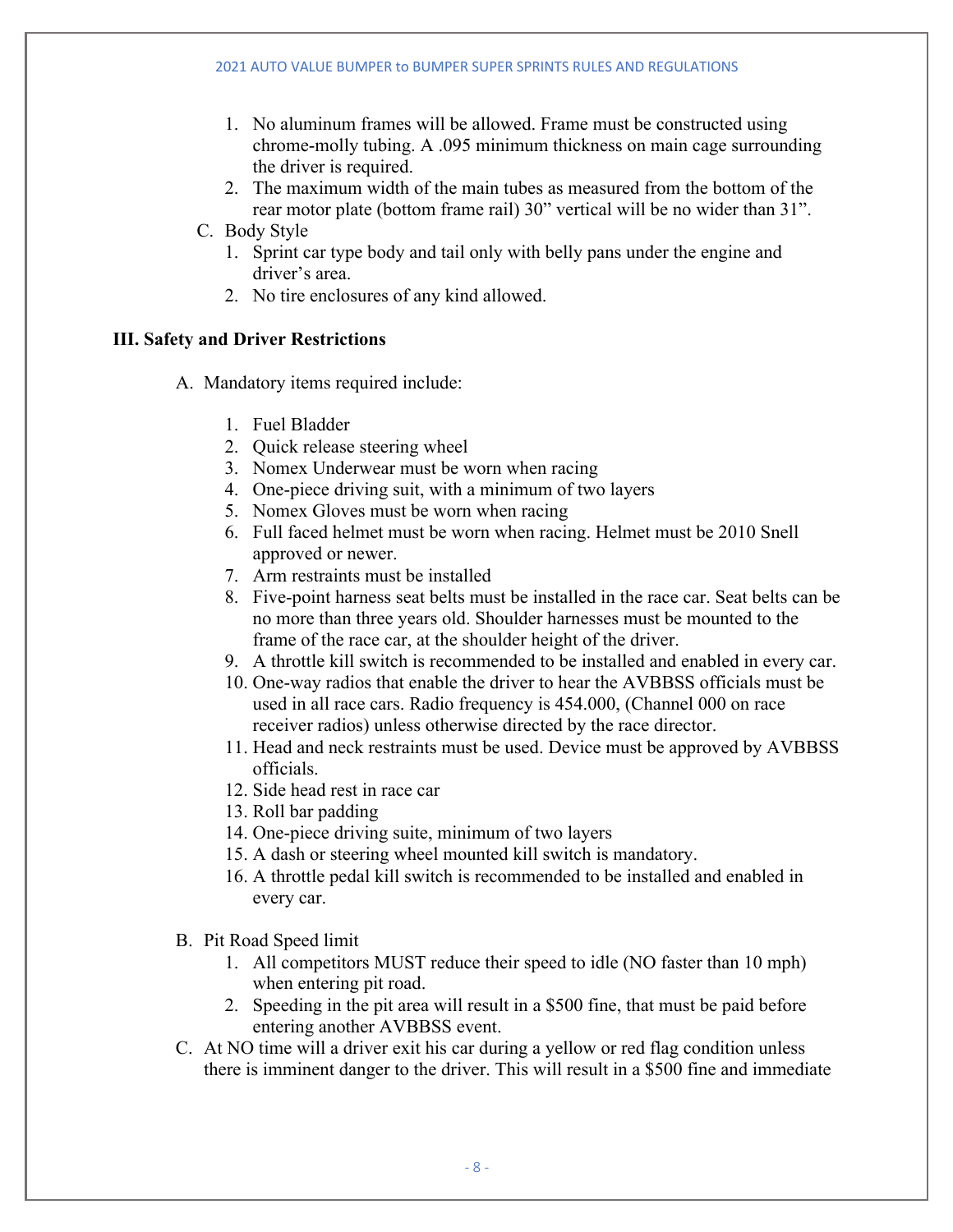1. No aluminum frames will be allowed. Frame must be constructed using chrome-molly tubing. A .095 minimum thickness on main cage surrounding the driver is required.
2. The maximum width of the main tubes as measured from the bottom of the rear motor plate (bottom frame rail) 30" vertical will be no wider than 31".

C. Body Style

1. Sprint car type body and tail only with belly pans under the engine and driver's area.
2. No tire enclosures of any kind allowed.

## III. Safety and Driver Restrictions

A. Mandatory items required include:

1. Fuel Bladder
2. Quick release steering wheel
3. Nomex Underwear must be worn when racing
4. One-piece driving suit, with a minimum of two layers
5. Nomex Gloves must be worn when racing
6. Full faced helmet must be worn when racing. Helmet must be 2010 Snell approved or newer.
7. Arm restraints must be installed
8. Five-point harness seat belts must be installed in the race car. Seat belts can be no more than three years old. Shoulder harnesses must be mounted to the frame of the race car, at the shoulder height of the driver.
9. A throttle kill switch is recommended to be installed and enabled in every car.
10. One-way radios that enable the driver to hear the AVBBSS officials must be used in all race cars. Radio frequency is 454.000, (Channel 000 on race receiver radios) unless otherwise directed by the race director.
11. Head and neck restraints must be used. Device must be approved by AVBBSS officials.
12. Side head rest in race car
13. Roll bar padding
14. One-piece driving suite, minimum of two layers
15. A dash or steering wheel mounted kill switch is mandatory.
16. A throttle pedal kill switch is recommended to be installed and enabled in every car.

B. Pit Road Speed limit

1. All competitors MUST reduce their speed to idle (NO faster than 10 mph) when entering pit road.
2. Speeding in the pit area will result in a $500 fine, that must be paid before entering another AVBBSS event.

C. At NO time will a driver exit his car during a yellow or red flag condition unless there is imminent danger to the driver. This will result in a $500 fine and immediate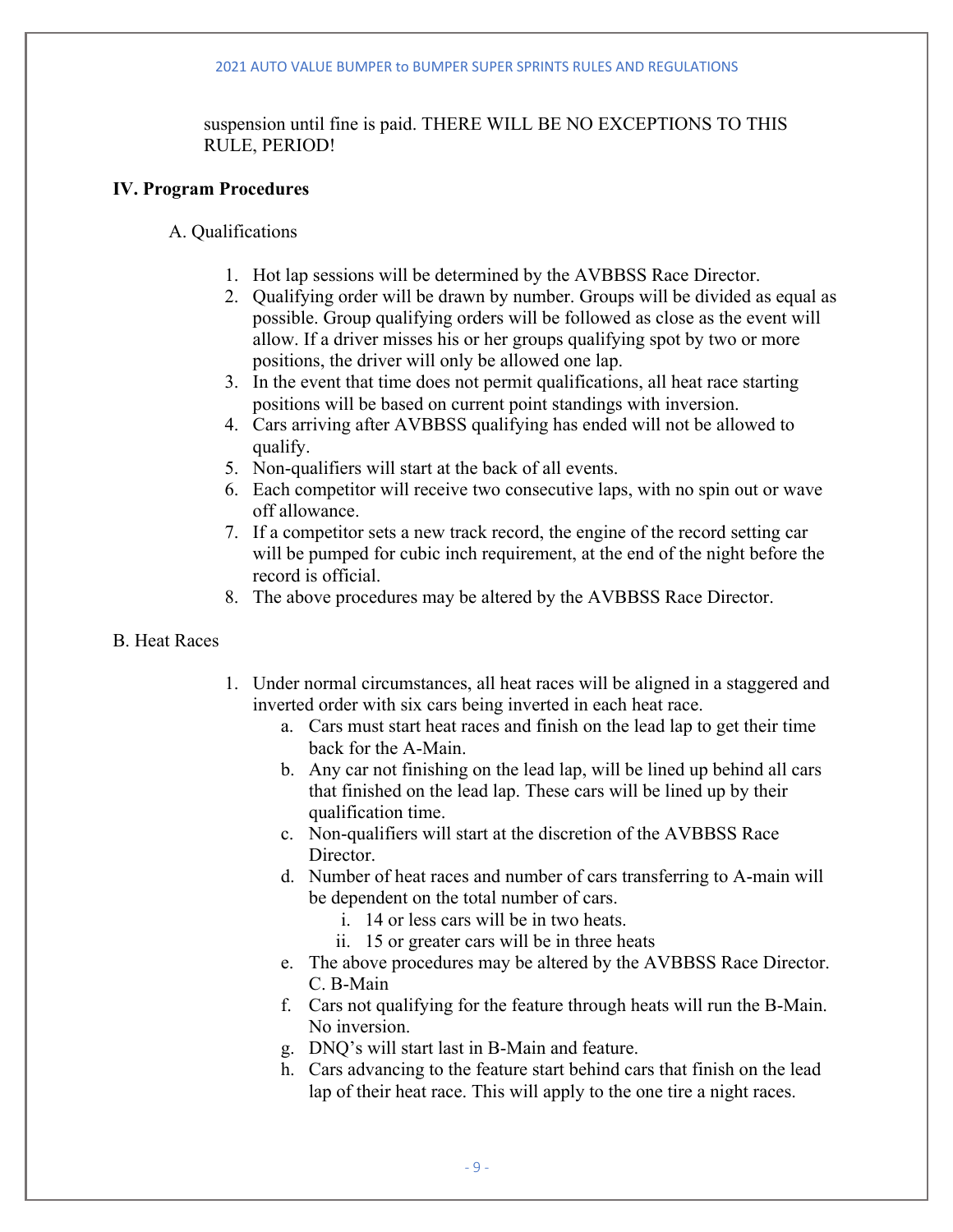suspension until fine is paid. THERE WILL BE NO EXCEPTIONS TO THIS RULE, PERIOD!

## IV. Program Procedures

A. Qualifications

1. Hot lap sessions will be determined by the AVBBSS Race Director.
2. Qualifying order will be drawn by number. Groups will be divided as equal as possible. Group qualifying orders will be followed as close as the event will allow. If a driver misses his or her groups qualifying spot by two or more positions, the driver will only be allowed one lap.
3. In the event that time does not permit qualifications, all heat race starting positions will be based on current point standings with inversion.
4. Cars arriving after AVBBSS qualifying has ended will not be allowed to qualify.
5. Non-qualifiers will start at the back of all events.
6. Each competitor will receive two consecutive laps, with no spin out or wave off allowance.
7. If a competitor sets a new track record, the engine of the record setting car will be pumped for cubic inch requirement, at the end of the night before the record is official.
8. The above procedures may be altered by the AVBBSS Race Director.

B. Heat Races

1. Under normal circumstances, all heat races will be aligned in a staggered and inverted order with six cars being inverted in each heat race.
   a. Cars must start heat races and finish on the lead lap to get their time back for the A-Main.
   b. Any car not finishing on the lead lap, will be lined up behind all cars that finished on the lead lap. These cars will be lined up by their qualification time.
   c. Non-qualifiers will start at the discretion of the AVBBSS Race Director.
   d. Number of heat races and number of cars transferring to A-main will be dependent on the total number of cars.
      i. 14 or less cars will be in two heats.
      ii. 15 or greater cars will be in three heats
   e. The above procedures may be altered by the AVBBSS Race Director.
   C. B-Main
   f. Cars not qualifying for the feature through heats will run the B-Main. No inversion.
   g. DNQ's will start last in B-Main and feature.
   h. Cars advancing to the feature start behind cars that finish on the lead lap of their heat race. This will apply to the one tire a night races.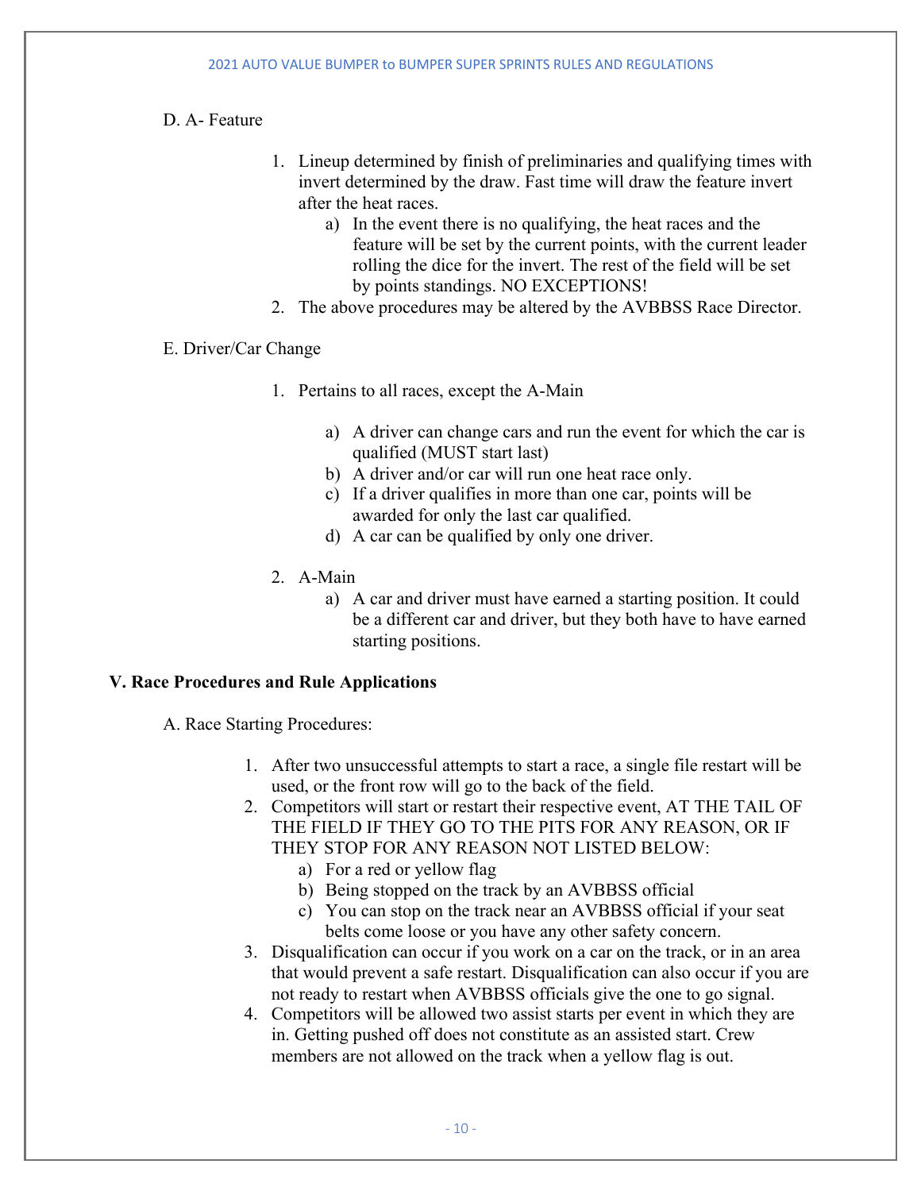D. A- Feature

1. Lineup determined by finish of preliminaries and qualifying times with invert determined by the draw. Fast time will draw the feature invert after the heat races.
    a) In the event there is no qualifying, the heat races and the feature will be set by the current points, with the current leader rolling the dice for the invert. The rest of the field will be set by points standings. NO EXCEPTIONS!
2. The above procedures may be altered by the AVBBSS Race Director.

E. Driver/Car Change

1. Pertains to all races, except the A-Main
    a) A driver can change cars and run the event for which the car is qualified (MUST start last)
    b) A driver and/or car will run one heat race only.
    c) If a driver qualifies in more than one car, points will be awarded for only the last car qualified.
    d) A car can be qualified by only one driver.
2. A-Main
    a) A car and driver must have earned a starting position. It could be a different car and driver, but they both have to have earned starting positions.

## V. Race Procedures and Rule Applications

A. Race Starting Procedures:

1. After two unsuccessful attempts to start a race, a single file restart will be used, or the front row will go to the back of the field.
2. Competitors will start or restart their respective event, AT THE TAIL OF THE FIELD IF THEY GO TO THE PITS FOR ANY REASON, OR IF THEY STOP FOR ANY REASON NOT LISTED BELOW:
    a) For a red or yellow flag
    b) Being stopped on the track by an AVBBSS official
    c) You can stop on the track near an AVBBSS official if your seat belts come loose or you have any other safety concern.
3. Disqualification can occur if you work on a car on the track, or in an area that would prevent a safe restart. Disqualification can also occur if you are not ready to restart when AVBBSS officials give the one to go signal.
4. Competitors will be allowed two assist starts per event in which they are in. Getting pushed off does not constitute as an assisted start. Crew members are not allowed on the track when a yellow flag is out.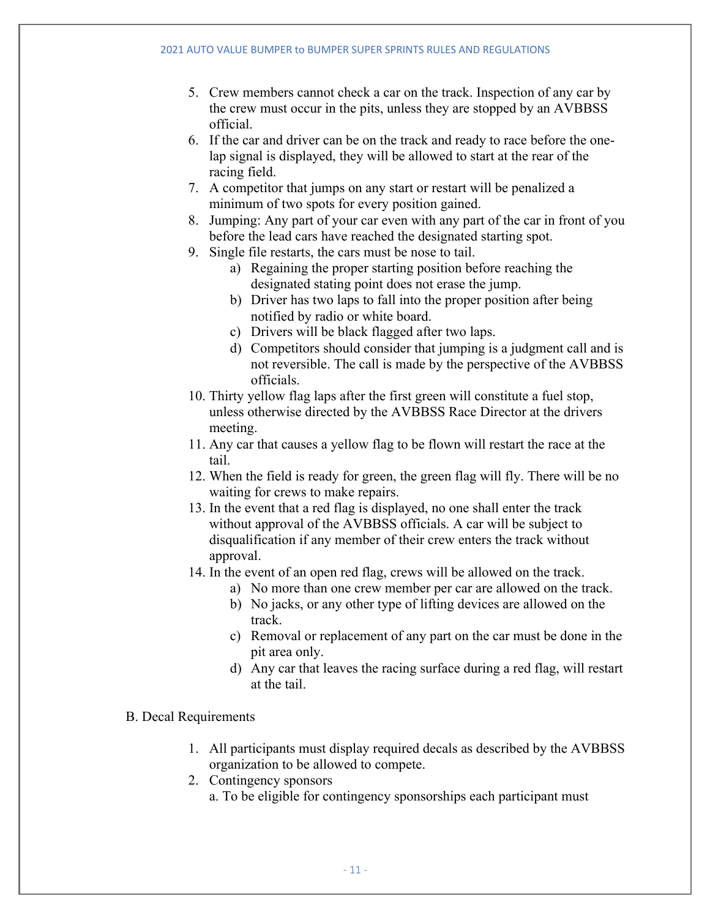5. Crew members cannot check a car on the track. Inspection of any car by the crew must occur in the pits, unless they are stopped by an AVBBSS official.
6. If the car and driver can be on the track and ready to race before the one-lap signal is displayed, they will be allowed to start at the rear of the racing field.
7. A competitor that jumps on any start or restart will be penalized a minimum of two spots for every position gained.
8. Jumping: Any part of your car even with any part of the car in front of you before the lead cars have reached the designated starting spot.
9. Single file restarts, the cars must be nose to tail.
    a) Regaining the proper starting position before reaching the designated stating point does not erase the jump.
    b) Driver has two laps to fall into the proper position after being notified by radio or white board.
    c) Drivers will be black flagged after two laps.
    d) Competitors should consider that jumping is a judgment call and is not reversible. The call is made by the perspective of the AVBBSS officials.
10. Thirty yellow flag laps after the first green will constitute a fuel stop, unless otherwise directed by the AVBBSS Race Director at the drivers meeting.
11. Any car that causes a yellow flag to be flown will restart the race at the tail.
12. When the field is ready for green, the green flag will fly. There will be no waiting for crews to make repairs.
13. In the event that a red flag is displayed, no one shall enter the track without approval of the AVBBSS officials. A car will be subject to disqualification if any member of their crew enters the track without approval.
14. In the event of an open red flag, crews will be allowed on the track.
    a) No more than one crew member per car are allowed on the track.
    b) No jacks, or any other type of lifting devices are allowed on the track.
    c) Removal or replacement of any part on the car must be done in the pit area only.
    d) Any car that leaves the racing surface during a red flag, will restart at the tail.

B. Decal Requirements

1. All participants must display required decals as described by the AVBBSS organization to be allowed to compete.
2. Contingency sponsors
    a. To be eligible for contingency sponsorships each participant must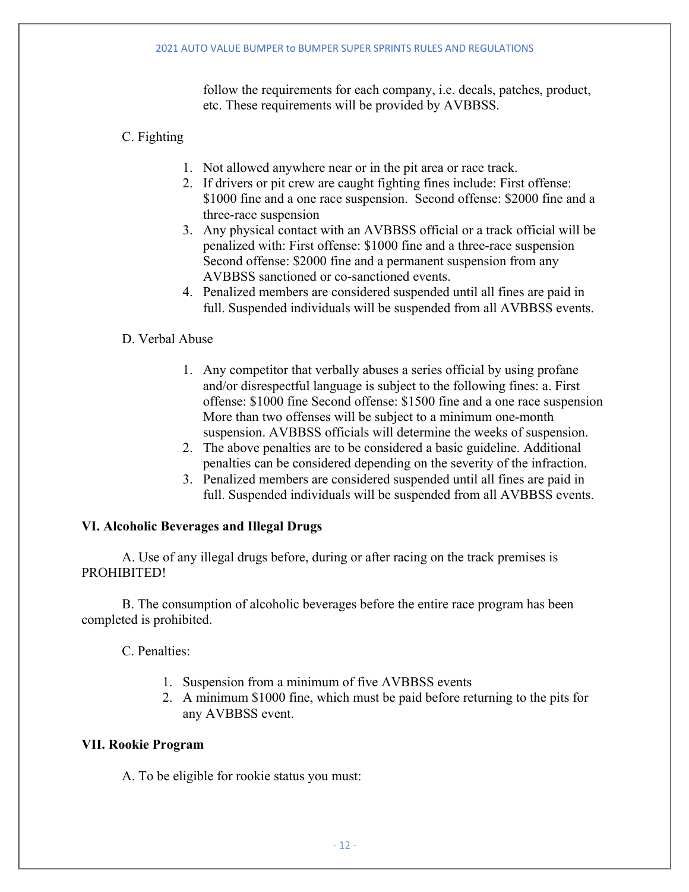follow the requirements for each company, i.e. decals, patches, product, etc. These requirements will be provided by AVBBSS.

C. Fighting

1. Not allowed anywhere near or in the pit area or race track.
2. If drivers or pit crew are caught fighting fines include: First offense: $1000 fine and a one race suspension. Second offense: $2000 fine and a three-race suspension
3. Any physical contact with an AVBBSS official or a track official will be penalized with: First offense: $1000 fine and a three-race suspension Second offense: $2000 fine and a permanent suspension from any AVBBSS sanctioned or co-sanctioned events.
4. Penalized members are considered suspended until all fines are paid in full. Suspended individuals will be suspended from all AVBBSS events.

D. Verbal Abuse

1. Any competitor that verbally abuses a series official by using profane and/or disrespectful language is subject to the following fines: a. First offense: $1000 fine Second offense: $1500 fine and a one race suspension More than two offenses will be subject to a minimum one-month suspension. AVBBSS officials will determine the weeks of suspension.
2. The above penalties are to be considered a basic guideline. Additional penalties can be considered depending on the severity of the infraction.
3. Penalized members are considered suspended until all fines are paid in full. Suspended individuals will be suspended from all AVBBSS events.

**VI. Alcoholic Beverages and Illegal Drugs**

A. Use of any illegal drugs before, during or after racing on the track premises is PROHIBITED!

B. The consumption of alcoholic beverages before the entire race program has been completed is prohibited.

C. Penalties:

1. Suspension from a minimum of five AVBBSS events
2. A minimum $1000 fine, which must be paid before returning to the pits for any AVBBSS event.

**VII. Rookie Program**

A. To be eligible for rookie status you must: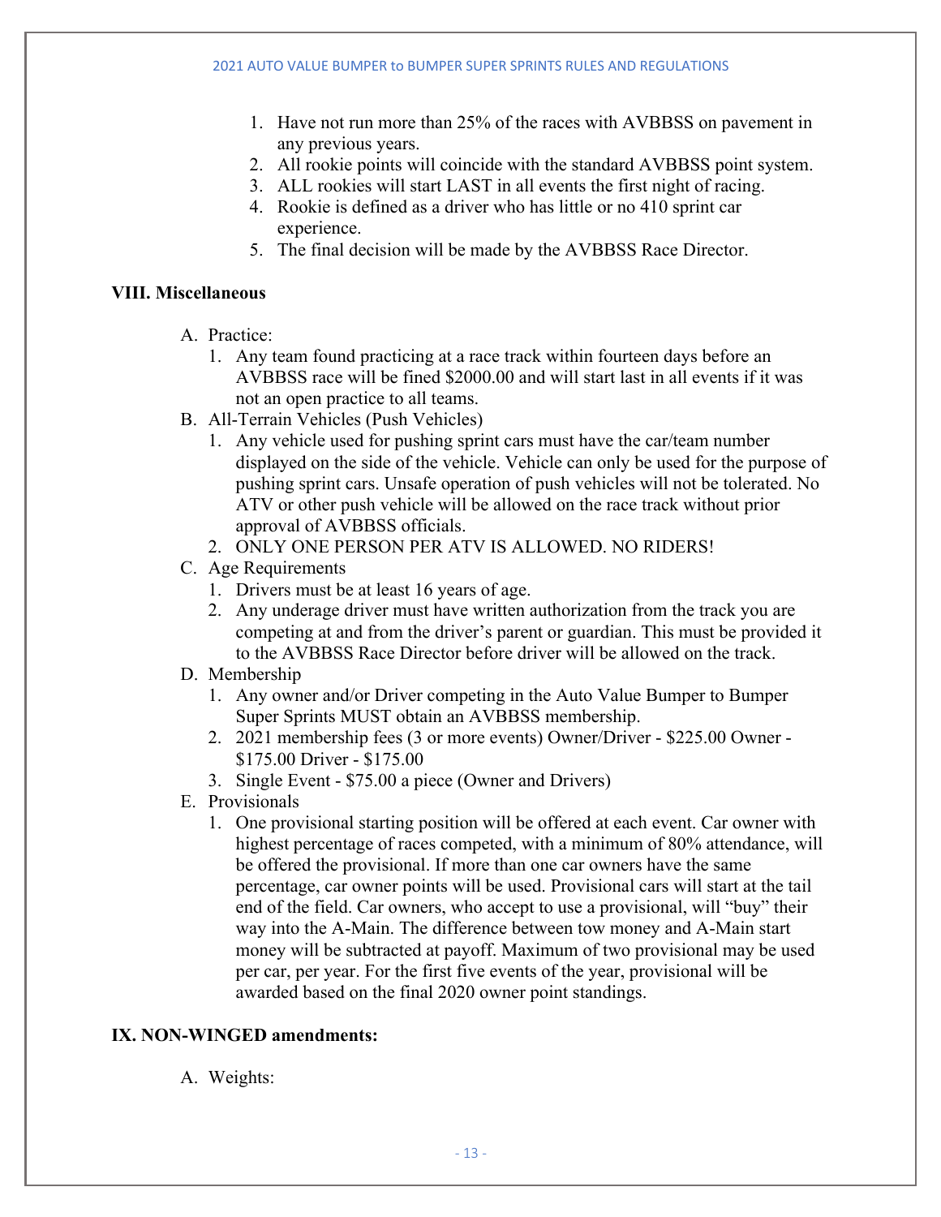1. Have not run more than 25% of the races with AVBBSS on pavement in any previous years.
2. All rookie points will coincide with the standard AVBBSS point system.
3. ALL rookies will start LAST in all events the first night of racing.
4. Rookie is defined as a driver who has little or no 410 sprint car experience.
5. The final decision will be made by the AVBBSS Race Director.

## VIII. Miscellaneous

A. Practice:
   1. Any team found practicing at a race track within fourteen days before an AVBBSS race will be fined $2000.00 and will start last in all events if it was not an open practice to all teams.

B. All-Terrain Vehicles (Push Vehicles)
   1. Any vehicle used for pushing sprint cars must have the car/team number displayed on the side of the vehicle. Vehicle can only be used for the purpose of pushing sprint cars. Unsafe operation of push vehicles will not be tolerated. No ATV or other push vehicle will be allowed on the race track without prior approval of AVBBSS officials.
   2. ONLY ONE PERSON PER ATV IS ALLOWED. NO RIDERS!

C. Age Requirements
   1. Drivers must be at least 16 years of age.
   2. Any underage driver must have written authorization from the track you are competing at and from the driver's parent or guardian. This must be provided it to the AVBBSS Race Director before driver will be allowed on the track.

D. Membership
   1. Any owner and/or Driver competing in the Auto Value Bumper to Bumper Super Sprints MUST obtain an AVBBSS membership.
   2. 2021 membership fees (3 or more events) Owner/Driver - $225.00 Owner - $175.00 Driver - $175.00
   3. Single Event - $75.00 a piece (Owner and Drivers)

E. Provisionals
   1. One provisional starting position will be offered at each event. Car owner with highest percentage of races competed, with a minimum of 80% attendance, will be offered the provisional. If more than one car owners have the same percentage, car owner points will be used. Provisional cars will start at the tail end of the field. Car owners, who accept to use a provisional, will "buy" their way into the A-Main. The difference between tow money and A-Main start money will be subtracted at payoff. Maximum of two provisional may be used per car, per year. For the first five events of the year, provisional will be awarded based on the final 2020 owner point standings.

## IX. NON-WINGED amendments:

A. Weights: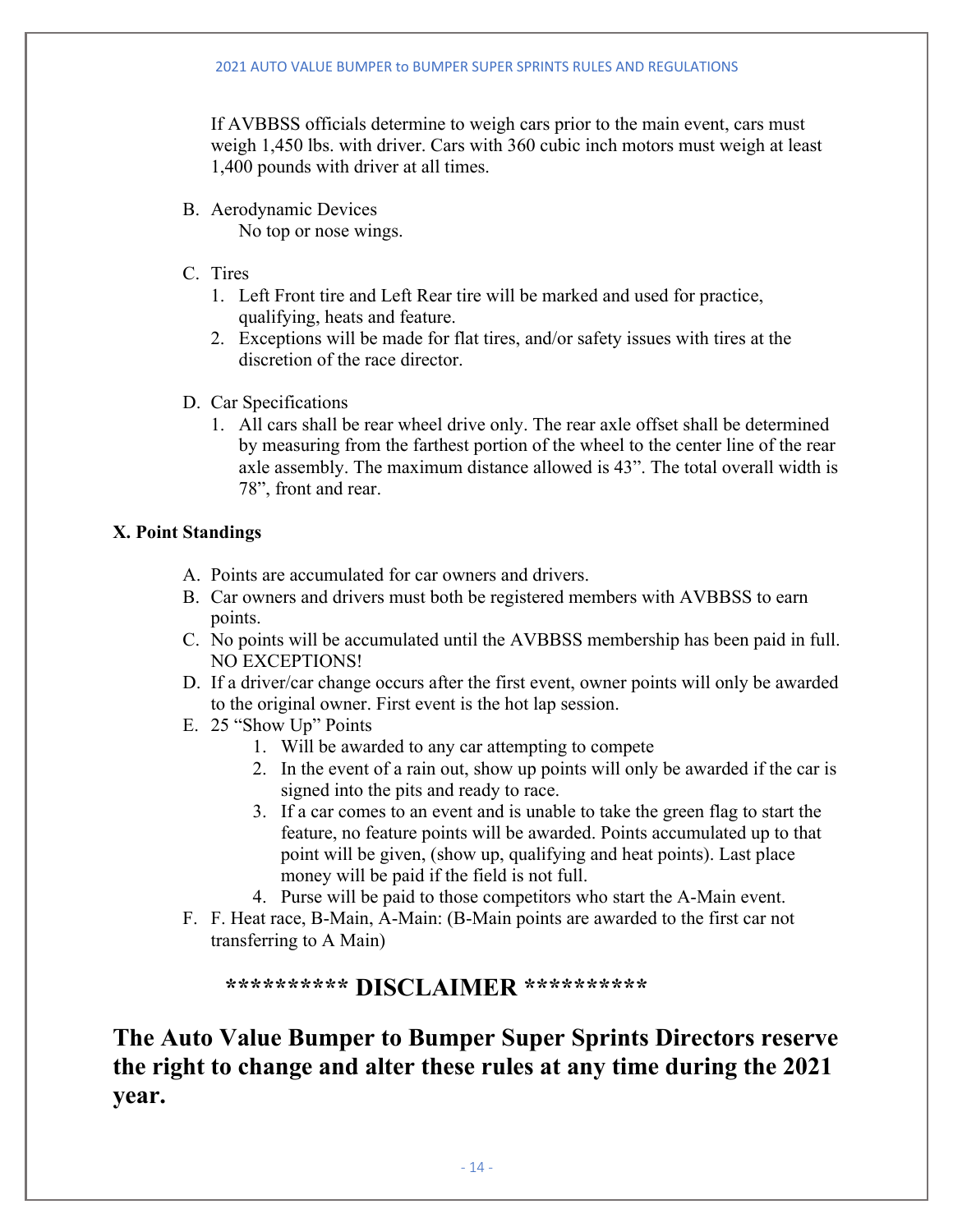If AVBBSS officials determine to weigh cars prior to the main event, cars must weigh 1,450 lbs. with driver. Cars with 360 cubic inch motors must weigh at least 1,400 pounds with driver at all times.

B. Aerodynamic Devices
   No top or nose wings.

C. Tires
   1. Left Front tire and Left Rear tire will be marked and used for practice, qualifying, heats and feature.
   2. Exceptions will be made for flat tires, and/or safety issues with tires at the discretion of the race director.

D. Car Specifications
   1. All cars shall be rear wheel drive only. The rear axle offset shall be determined by measuring from the farthest portion of the wheel to the center line of the rear axle assembly. The maximum distance allowed is 43". The total overall width is 78", front and rear.

**X. Point Standings**

A. Points are accumulated for car owners and drivers.
B. Car owners and drivers must both be registered members with AVBBSS to earn points.
C. No points will be accumulated until the AVBBSS membership has been paid in full. NO EXCEPTIONS!
D. If a driver/car change occurs after the first event, owner points will only be awarded to the original owner. First event is the hot lap session.
E. 25 "Show Up" Points
   1. Will be awarded to any car attempting to compete
   2. In the event of a rain out, show up points will only be awarded if the car is signed into the pits and ready to race.
   3. If a car comes to an event and is unable to take the green flag to start the feature, no feature points will be awarded. Points accumulated up to that point will be given, (show up, qualifying and heat points). Last place money will be paid if the field is not full.
   4. Purse will be paid to those competitors who start the A-Main event.
F. F. Heat race, B-Main, A-Main: (B-Main points are awarded to the first car not transferring to A Main)

## ********** DISCLAIMER **********

## The Auto Value Bumper to Bumper Super Sprints Directors reserve the right to change and alter these rules at any time during the 2021 year.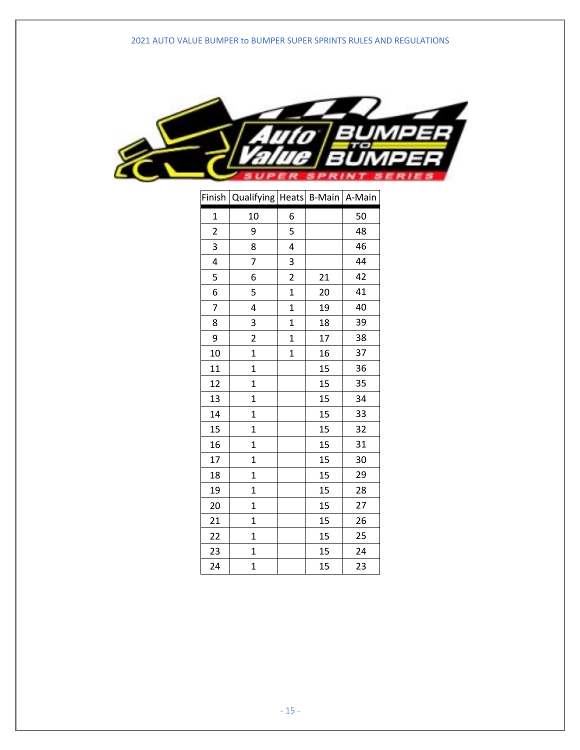| Finish | Qualifying | Heats | B-Main | A-Main |
|---|---|---|---|---|
| 1 | 10 | 6 | | 50 |
| 2 | 9 | 5 | | 48 |
| 3 | 8 | 4 | | 46 |
| 4 | 7 | 3 | | 44 |
| 5 | 6 | 2 | 21 | 42 |
| 6 | 5 | 1 | 20 | 41 |
| 7 | 4 | 1 | 19 | 40 |
| 8 | 3 | 1 | 18 | 39 |
| 9 | 2 | 1 | 17 | 38 |
| 10 | 1 | 1 | 16 | 37 |
| 11 | 1 | | 15 | 36 |
| 12 | 1 | | 15 | 35 |
| 13 | 1 | | 15 | 34 |
| 14 | 1 | | 15 | 33 |
| 15 | 1 | | 15 | 32 |
| 16 | 1 | | 15 | 31 |
| 17 | 1 | | 15 | 30 |
| 18 | 1 | | 15 | 29 |
| 19 | 1 | | 15 | 28 |
| 20 | 1 | | 15 | 27 |
| 21 | 1 | | 15 | 26 |
| 22 | 1 | | 15 | 25 |
| 23 | 1 | | 15 | 24 |
| 24 | 1 | | 15 | 23 |